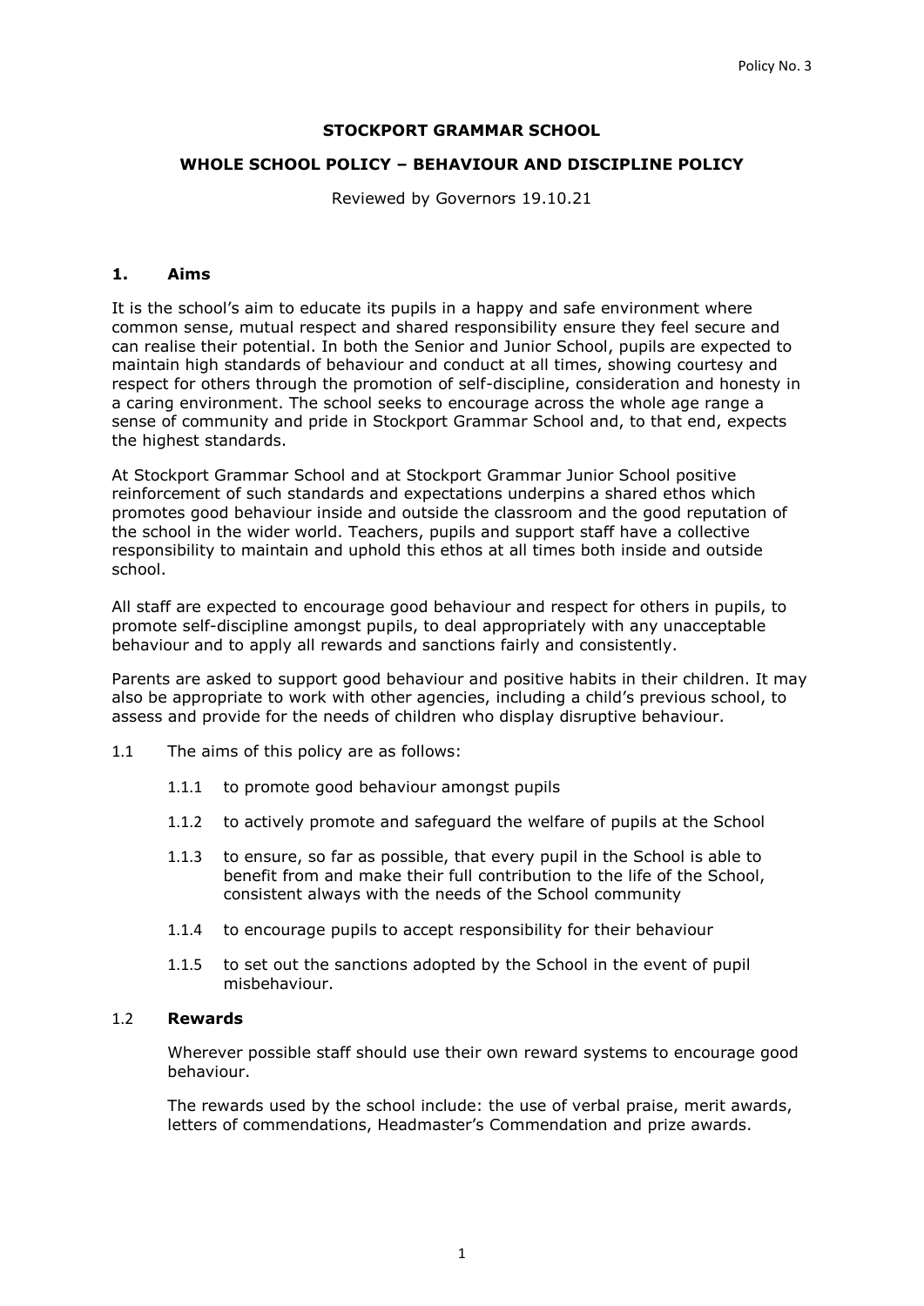**STOCKPORT GRAMMAR SCHOOL**

**WHOLE SCHOOL POLICY – BEHAVIOUR AND DISCIPLINE POLICY**

Reviewed by Governors 19.10.21

## 1. Aims

It is the school's aim to educate its pupils in a happy and safe environment where common sense, mutual respect and shared responsibility ensure they feel secure and can realise their potential. In both the Senior and Junior School, pupils are expected to maintain high standards of behaviour and conduct at all times, showing courtesy and respect for others through the promotion of self-discipline, consideration and honesty in a caring environment. The school seeks to encourage across the whole age range a sense of community and pride in Stockport Grammar School and, to that end, expects the highest standards.

At Stockport Grammar School and at Stockport Grammar Junior School positive reinforcement of such standards and expectations underpins a shared ethos which promotes good behaviour inside and outside the classroom and the good reputation of the school in the wider world. Teachers, pupils and support staff have a collective responsibility to maintain and uphold this ethos at all times both inside and outside school.

All staff are expected to encourage good behaviour and respect for others in pupils, to promote self-discipline amongst pupils, to deal appropriately with any unacceptable behaviour and to apply all rewards and sanctions fairly and consistently.

Parents are asked to support good behaviour and positive habits in their children. It may also be appropriate to work with other agencies, including a child's previous school, to assess and provide for the needs of children who display disruptive behaviour.

1.1 The aims of this policy are as follows:

1.1.1 to promote good behaviour amongst pupils

1.1.2 to actively promote and safeguard the welfare of pupils at the School

1.1.3 to ensure, so far as possible, that every pupil in the School is able to benefit from and make their full contribution to the life of the School, consistent always with the needs of the School community

1.1.4 to encourage pupils to accept responsibility for their behaviour

1.1.5 to set out the sanctions adopted by the School in the event of pupil misbehaviour.

### 1.2 Rewards

Wherever possible staff should use their own reward systems to encourage good behaviour.

The rewards used by the school include: the use of verbal praise, merit awards, letters of commendations, Headmaster's Commendation and prize awards.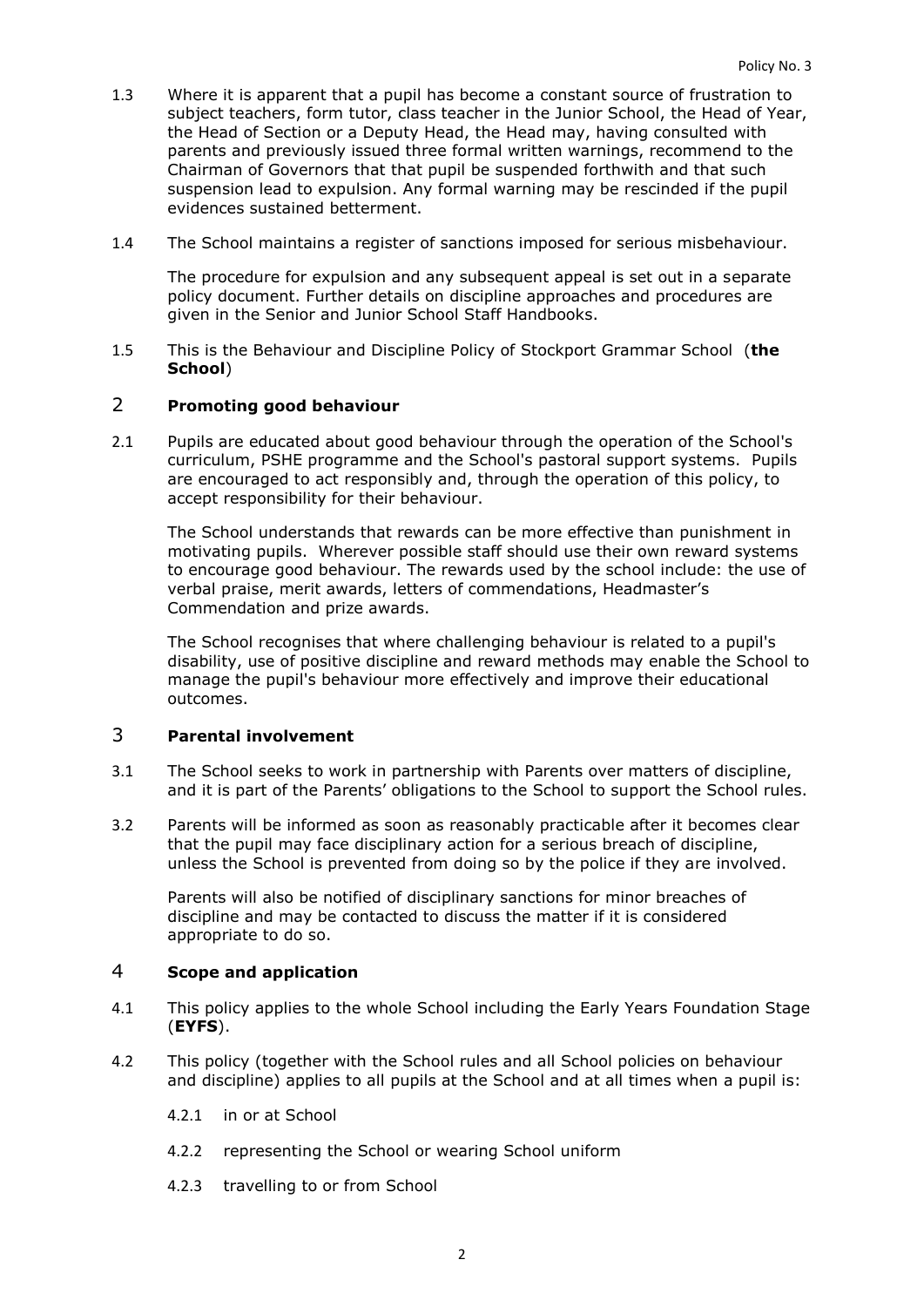1.3 Where it is apparent that a pupil has become a constant source of frustration to subject teachers, form tutor, class teacher in the Junior School, the Head of Year, the Head of Section or a Deputy Head, the Head may, having consulted with parents and previously issued three formal written warnings, recommend to the Chairman of Governors that that pupil be suspended forthwith and that such suspension lead to expulsion. Any formal warning may be rescinded if the pupil evidences sustained betterment.

1.4 The School maintains a register of sanctions imposed for serious misbehaviour.

The procedure for expulsion and any subsequent appeal is set out in a separate policy document. Further details on discipline approaches and procedures are given in the Senior and Junior School Staff Handbooks.

1.5 This is the Behaviour and Discipline Policy of Stockport Grammar School (**the School**)

## 2 Promoting good behaviour

2.1 Pupils are educated about good behaviour through the operation of the School's curriculum, PSHE programme and the School's pastoral support systems. Pupils are encouraged to act responsibly and, through the operation of this policy, to accept responsibility for their behaviour.

The School understands that rewards can be more effective than punishment in motivating pupils. Wherever possible staff should use their own reward systems to encourage good behaviour. The rewards used by the school include: the use of verbal praise, merit awards, letters of commendations, Headmaster's Commendation and prize awards.

The School recognises that where challenging behaviour is related to a pupil's disability, use of positive discipline and reward methods may enable the School to manage the pupil's behaviour more effectively and improve their educational outcomes.

## 3 Parental involvement

3.1 The School seeks to work in partnership with Parents over matters of discipline, and it is part of the Parents' obligations to the School to support the School rules.

3.2 Parents will be informed as soon as reasonably practicable after it becomes clear that the pupil may face disciplinary action for a serious breach of discipline, unless the School is prevented from doing so by the police if they are involved.

Parents will also be notified of disciplinary sanctions for minor breaches of discipline and may be contacted to discuss the matter if it is considered appropriate to do so.

## 4 Scope and application

4.1 This policy applies to the whole School including the Early Years Foundation Stage (**EYFS**).

4.2 This policy (together with the School rules and all School policies on behaviour and discipline) applies to all pupils at the School and at all times when a pupil is:

4.2.1 in or at School

4.2.2 representing the School or wearing School uniform

4.2.3 travelling to or from School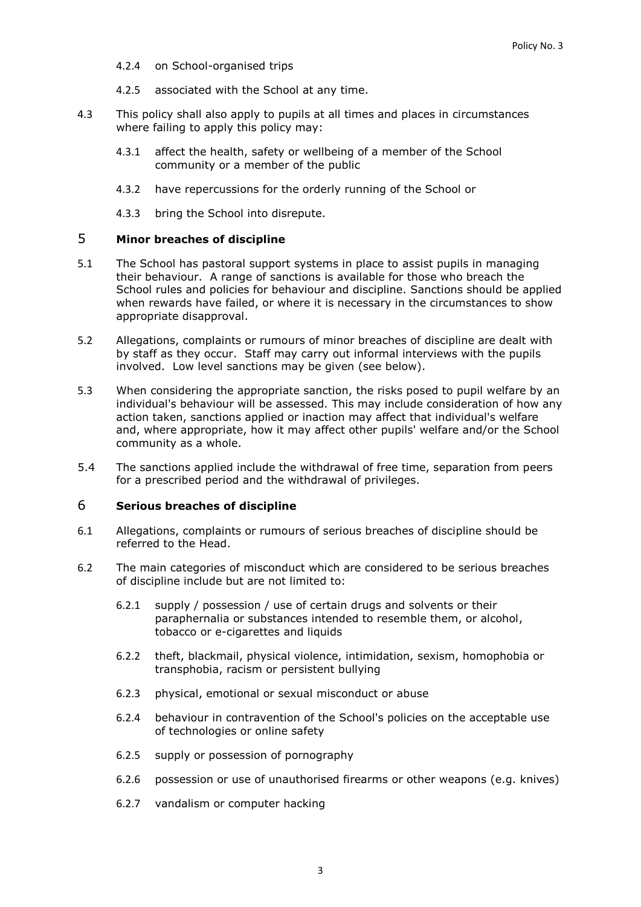4.2.4 on School-organised trips

4.2.5 associated with the School at any time.

4.3 This policy shall also apply to pupils at all times and places in circumstances where failing to apply this policy may:

4.3.1 affect the health, safety or wellbeing of a member of the School community or a member of the public

4.3.2 have repercussions for the orderly running of the School or

4.3.3 bring the School into disrepute.

## 5 **Minor breaches of discipline**

5.1 The School has pastoral support systems in place to assist pupils in managing their behaviour. A range of sanctions is available for those who breach the School rules and policies for behaviour and discipline. Sanctions should be applied when rewards have failed, or where it is necessary in the circumstances to show appropriate disapproval.

5.2 Allegations, complaints or rumours of minor breaches of discipline are dealt with by staff as they occur. Staff may carry out informal interviews with the pupils involved. Low level sanctions may be given (see below).

5.3 When considering the appropriate sanction, the risks posed to pupil welfare by an individual's behaviour will be assessed. This may include consideration of how any action taken, sanctions applied or inaction may affect that individual's welfare and, where appropriate, how it may affect other pupils' welfare and/or the School community as a whole.

5.4 The sanctions applied include the withdrawal of free time, separation from peers for a prescribed period and the withdrawal of privileges.

## 6 **Serious breaches of discipline**

6.1 Allegations, complaints or rumours of serious breaches of discipline should be referred to the Head.

6.2 The main categories of misconduct which are considered to be serious breaches of discipline include but are not limited to:

6.2.1 supply / possession / use of certain drugs and solvents or their paraphernalia or substances intended to resemble them, or alcohol, tobacco or e-cigarettes and liquids

6.2.2 theft, blackmail, physical violence, intimidation, sexism, homophobia or transphobia, racism or persistent bullying

6.2.3 physical, emotional or sexual misconduct or abuse

6.2.4 behaviour in contravention of the School's policies on the acceptable use of technologies or online safety

6.2.5 supply or possession of pornography

6.2.6 possession or use of unauthorised firearms or other weapons (e.g. knives)

6.2.7 vandalism or computer hacking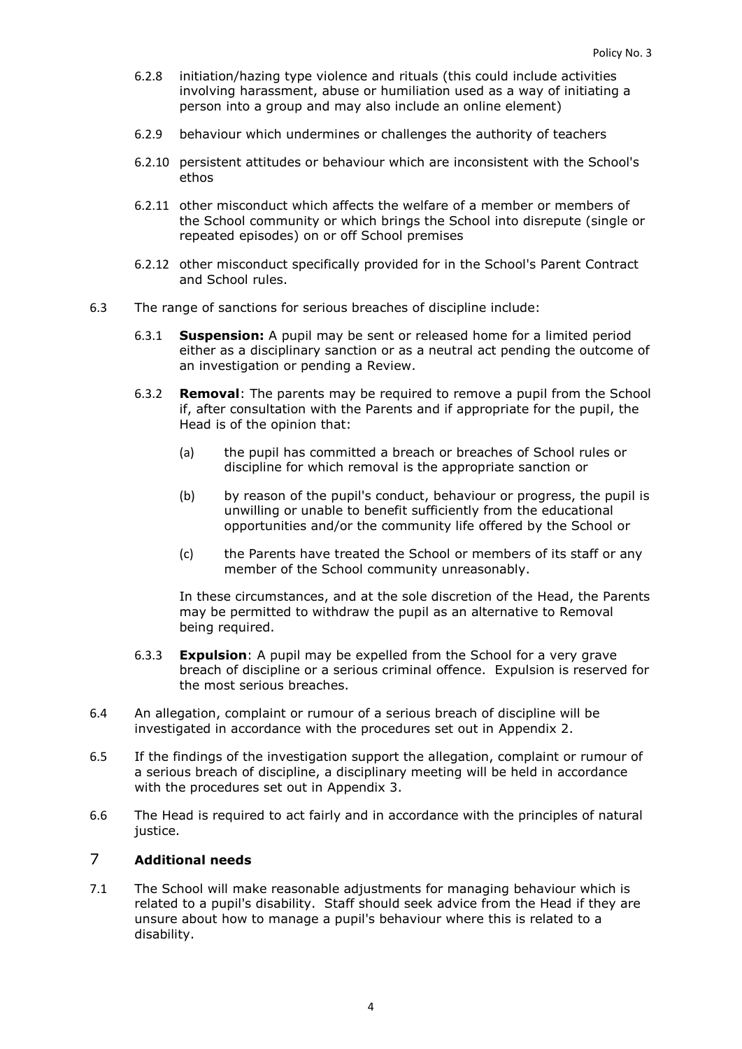6.2.8 initiation/hazing type violence and rituals (this could include activities involving harassment, abuse or humiliation used as a way of initiating a person into a group and may also include an online element)

6.2.9 behaviour which undermines or challenges the authority of teachers

6.2.10 persistent attitudes or behaviour which are inconsistent with the School's ethos

6.2.11 other misconduct which affects the welfare of a member or members of the School community or which brings the School into disrepute (single or repeated episodes) on or off School premises

6.2.12 other misconduct specifically provided for in the School's Parent Contract and School rules.

6.3 The range of sanctions for serious breaches of discipline include:

6.3.1 **Suspension:** A pupil may be sent or released home for a limited period either as a disciplinary sanction or as a neutral act pending the outcome of an investigation or pending a Review.

6.3.2 **Removal**: The parents may be required to remove a pupil from the School if, after consultation with the Parents and if appropriate for the pupil, the Head is of the opinion that:

(a) the pupil has committed a breach or breaches of School rules or discipline for which removal is the appropriate sanction or

(b) by reason of the pupil's conduct, behaviour or progress, the pupil is unwilling or unable to benefit sufficiently from the educational opportunities and/or the community life offered by the School or

(c) the Parents have treated the School or members of its staff or any member of the School community unreasonably.

In these circumstances, and at the sole discretion of the Head, the Parents may be permitted to withdraw the pupil as an alternative to Removal being required.

6.3.3 **Expulsion**: A pupil may be expelled from the School for a very grave breach of discipline or a serious criminal offence. Expulsion is reserved for the most serious breaches.

6.4 An allegation, complaint or rumour of a serious breach of discipline will be investigated in accordance with the procedures set out in Appendix 2.

6.5 If the findings of the investigation support the allegation, complaint or rumour of a serious breach of discipline, a disciplinary meeting will be held in accordance with the procedures set out in Appendix 3.

6.6 The Head is required to act fairly and in accordance with the principles of natural justice.

## 7 Additional needs

7.1 The School will make reasonable adjustments for managing behaviour which is related to a pupil's disability. Staff should seek advice from the Head if they are unsure about how to manage a pupil's behaviour where this is related to a disability.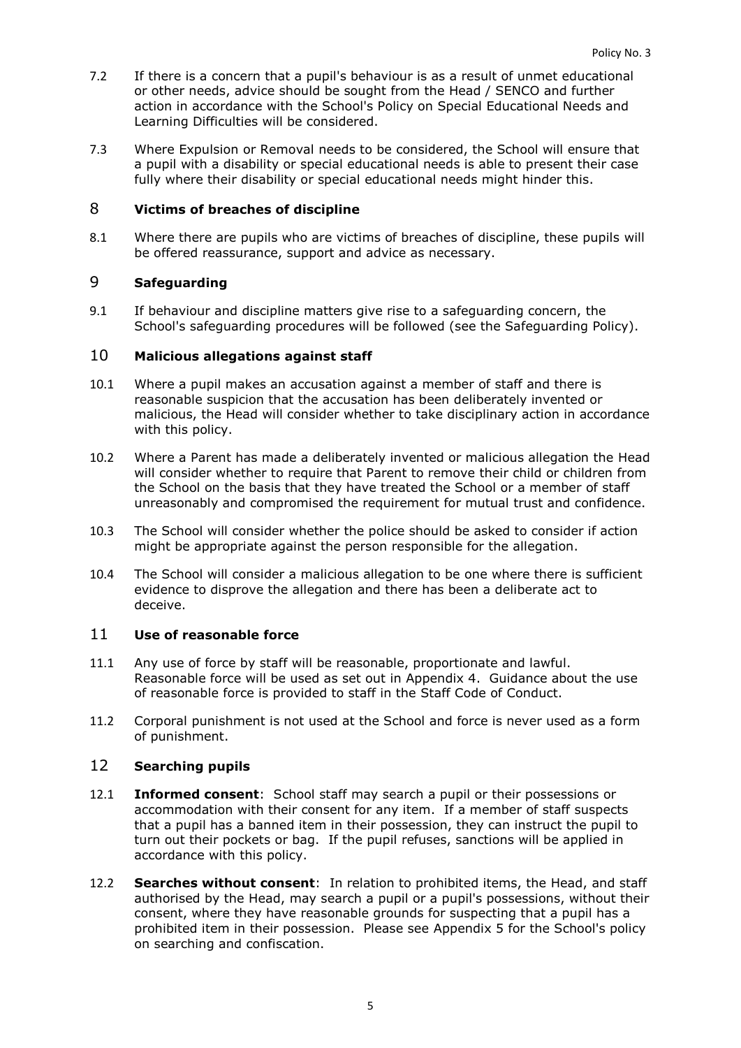7.2 If there is a concern that a pupil's behaviour is as a result of unmet educational or other needs, advice should be sought from the Head / SENCO and further action in accordance with the School's Policy on Special Educational Needs and Learning Difficulties will be considered.

7.3 Where Expulsion or Removal needs to be considered, the School will ensure that a pupil with a disability or special educational needs is able to present their case fully where their disability or special educational needs might hinder this.

## 8 Victims of breaches of discipline

8.1 Where there are pupils who are victims of breaches of discipline, these pupils will be offered reassurance, support and advice as necessary.

## 9 Safeguarding

9.1 If behaviour and discipline matters give rise to a safeguarding concern, the School's safeguarding procedures will be followed (see the Safeguarding Policy).

## 10 Malicious allegations against staff

10.1 Where a pupil makes an accusation against a member of staff and there is reasonable suspicion that the accusation has been deliberately invented or malicious, the Head will consider whether to take disciplinary action in accordance with this policy.

10.2 Where a Parent has made a deliberately invented or malicious allegation the Head will consider whether to require that Parent to remove their child or children from the School on the basis that they have treated the School or a member of staff unreasonably and compromised the requirement for mutual trust and confidence.

10.3 The School will consider whether the police should be asked to consider if action might be appropriate against the person responsible for the allegation.

10.4 The School will consider a malicious allegation to be one where there is sufficient evidence to disprove the allegation and there has been a deliberate act to deceive.

## 11 Use of reasonable force

11.1 Any use of force by staff will be reasonable, proportionate and lawful. Reasonable force will be used as set out in Appendix 4. Guidance about the use of reasonable force is provided to staff in the Staff Code of Conduct.

11.2 Corporal punishment is not used at the School and force is never used as a form of punishment.

## 12 Searching pupils

12.1 **Informed consent**: School staff may search a pupil or their possessions or accommodation with their consent for any item. If a member of staff suspects that a pupil has a banned item in their possession, they can instruct the pupil to turn out their pockets or bag. If the pupil refuses, sanctions will be applied in accordance with this policy.

12.2 **Searches without consent**: In relation to prohibited items, the Head, and staff authorised by the Head, may search a pupil or a pupil's possessions, without their consent, where they have reasonable grounds for suspecting that a pupil has a prohibited item in their possession. Please see Appendix 5 for the School's policy on searching and confiscation.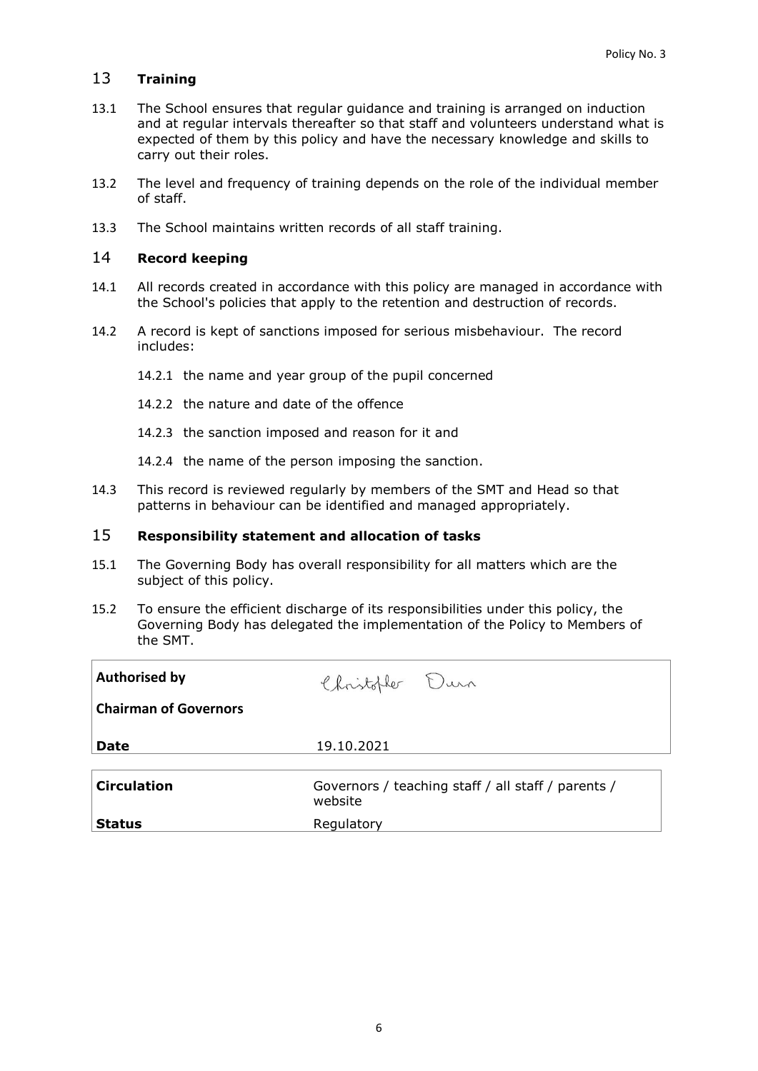## 13 **Training**

13.1 The School ensures that regular guidance and training is arranged on induction and at regular intervals thereafter so that staff and volunteers understand what is expected of them by this policy and have the necessary knowledge and skills to carry out their roles.

13.2 The level and frequency of training depends on the role of the individual member of staff.

13.3 The School maintains written records of all staff training.

## 14 **Record keeping**

14.1 All records created in accordance with this policy are managed in accordance with the School's policies that apply to the retention and destruction of records.

14.2 A record is kept of sanctions imposed for serious misbehaviour. The record includes:

14.2.1 the name and year group of the pupil concerned

14.2.2 the nature and date of the offence

14.2.3 the sanction imposed and reason for it and

14.2.4 the name of the person imposing the sanction.

14.3 This record is reviewed regularly by members of the SMT and Head so that patterns in behaviour can be identified and managed appropriately.

## 15 **Responsibility statement and allocation of tasks**

15.1 The Governing Body has overall responsibility for all matters which are the subject of this policy.

15.2 To ensure the efficient discharge of its responsibilities under this policy, the Governing Body has delegated the implementation of the Policy to Members of the SMT.

| | |
|---|---|
| **Authorised by** <br> **Chairman of Governors** | Christopher Dunn |
| **Date** | 19.10.2021 |

| | |
|---|---|
| **Circulation** | Governors / teaching staff / all staff / parents / website |
| **Status** | Regulatory |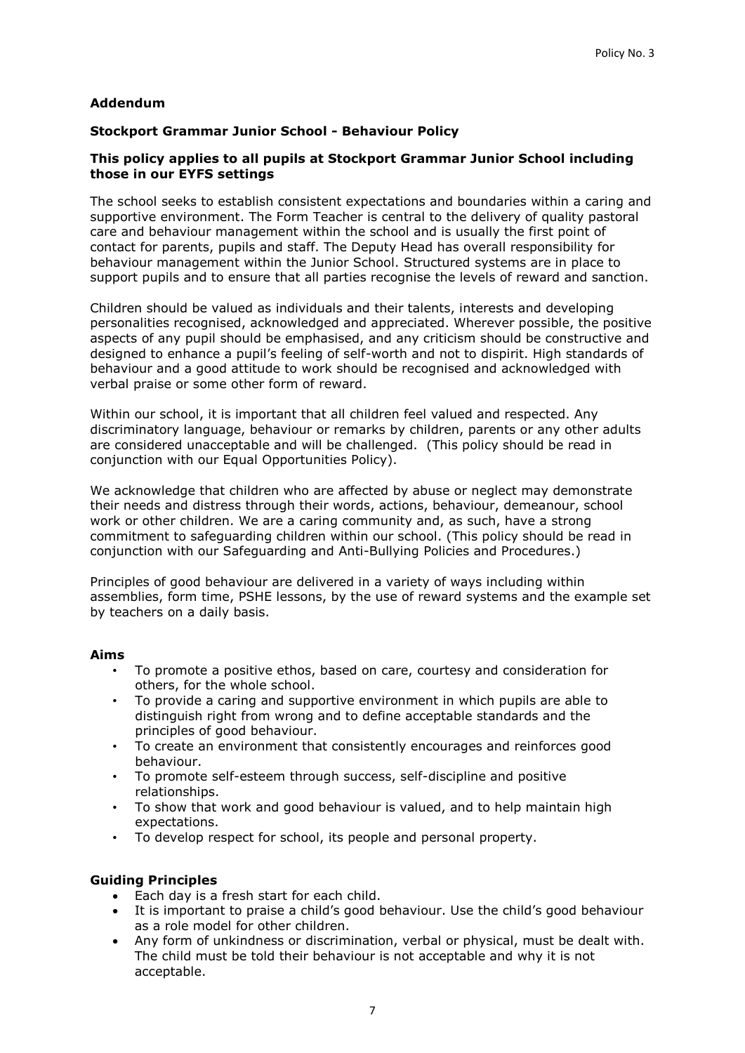**Addendum**

**Stockport Grammar Junior School - Behaviour Policy**

**This policy applies to all pupils at Stockport Grammar Junior School including those in our EYFS settings**

The school seeks to establish consistent expectations and boundaries within a caring and supportive environment. The Form Teacher is central to the delivery of quality pastoral care and behaviour management within the school and is usually the first point of contact for parents, pupils and staff. The Deputy Head has overall responsibility for behaviour management within the Junior School. Structured systems are in place to support pupils and to ensure that all parties recognise the levels of reward and sanction.

Children should be valued as individuals and their talents, interests and developing personalities recognised, acknowledged and appreciated. Wherever possible, the positive aspects of any pupil should be emphasised, and any criticism should be constructive and designed to enhance a pupil's feeling of self-worth and not to dispirit. High standards of behaviour and a good attitude to work should be recognised and acknowledged with verbal praise or some other form of reward.

Within our school, it is important that all children feel valued and respected. Any discriminatory language, behaviour or remarks by children, parents or any other adults are considered unacceptable and will be challenged. (This policy should be read in conjunction with our Equal Opportunities Policy).

We acknowledge that children who are affected by abuse or neglect may demonstrate their needs and distress through their words, actions, behaviour, demeanour, school work or other children. We are a caring community and, as such, have a strong commitment to safeguarding children within our school. (This policy should be read in conjunction with our Safeguarding and Anti-Bullying Policies and Procedures.)

Principles of good behaviour are delivered in a variety of ways including within assemblies, form time, PSHE lessons, by the use of reward systems and the example set by teachers on a daily basis.

**Aims**

- To promote a positive ethos, based on care, courtesy and consideration for others, for the whole school.
- To provide a caring and supportive environment in which pupils are able to distinguish right from wrong and to define acceptable standards and the principles of good behaviour.
- To create an environment that consistently encourages and reinforces good behaviour.
- To promote self-esteem through success, self-discipline and positive relationships.
- To show that work and good behaviour is valued, and to help maintain high expectations.
- To develop respect for school, its people and personal property.

**Guiding Principles**

- Each day is a fresh start for each child.
- It is important to praise a child's good behaviour. Use the child's good behaviour as a role model for other children.
- Any form of unkindness or discrimination, verbal or physical, must be dealt with. The child must be told their behaviour is not acceptable and why it is not acceptable.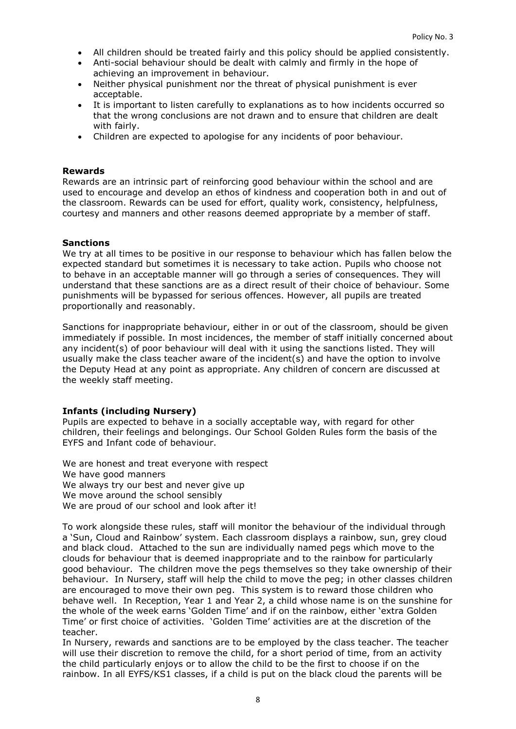- All children should be treated fairly and this policy should be applied consistently.
- Anti-social behaviour should be dealt with calmly and firmly in the hope of achieving an improvement in behaviour.
- Neither physical punishment nor the threat of physical punishment is ever acceptable.
- It is important to listen carefully to explanations as to how incidents occurred so that the wrong conclusions are not drawn and to ensure that children are dealt with fairly.
- Children are expected to apologise for any incidents of poor behaviour.

**Rewards**

Rewards are an intrinsic part of reinforcing good behaviour within the school and are used to encourage and develop an ethos of kindness and cooperation both in and out of the classroom. Rewards can be used for effort, quality work, consistency, helpfulness, courtesy and manners and other reasons deemed appropriate by a member of staff.

**Sanctions**

We try at all times to be positive in our response to behaviour which has fallen below the expected standard but sometimes it is necessary to take action. Pupils who choose not to behave in an acceptable manner will go through a series of consequences. They will understand that these sanctions are as a direct result of their choice of behaviour. Some punishments will be bypassed for serious offences. However, all pupils are treated proportionally and reasonably.

Sanctions for inappropriate behaviour, either in or out of the classroom, should be given immediately if possible. In most incidences, the member of staff initially concerned about any incident(s) of poor behaviour will deal with it using the sanctions listed. They will usually make the class teacher aware of the incident(s) and have the option to involve the Deputy Head at any point as appropriate. Any children of concern are discussed at the weekly staff meeting.

**Infants (including Nursery)**

Pupils are expected to behave in a socially acceptable way, with regard for other children, their feelings and belongings. Our School Golden Rules form the basis of the EYFS and Infant code of behaviour.

We are honest and treat everyone with respect
We have good manners
We always try our best and never give up
We move around the school sensibly
We are proud of our school and look after it!

To work alongside these rules, staff will monitor the behaviour of the individual through a 'Sun, Cloud and Rainbow' system. Each classroom displays a rainbow, sun, grey cloud and black cloud. Attached to the sun are individually named pegs which move to the clouds for behaviour that is deemed inappropriate and to the rainbow for particularly good behaviour. The children move the pegs themselves so they take ownership of their behaviour. In Nursery, staff will help the child to move the peg; in other classes children are encouraged to move their own peg. This system is to reward those children who behave well. In Reception, Year 1 and Year 2, a child whose name is on the sunshine for the whole of the week earns 'Golden Time' and if on the rainbow, either 'extra Golden Time' or first choice of activities. 'Golden Time' activities are at the discretion of the teacher.

In Nursery, rewards and sanctions are to be employed by the class teacher. The teacher will use their discretion to remove the child, for a short period of time, from an activity the child particularly enjoys or to allow the child to be the first to choose if on the rainbow. In all EYFS/KS1 classes, if a child is put on the black cloud the parents will be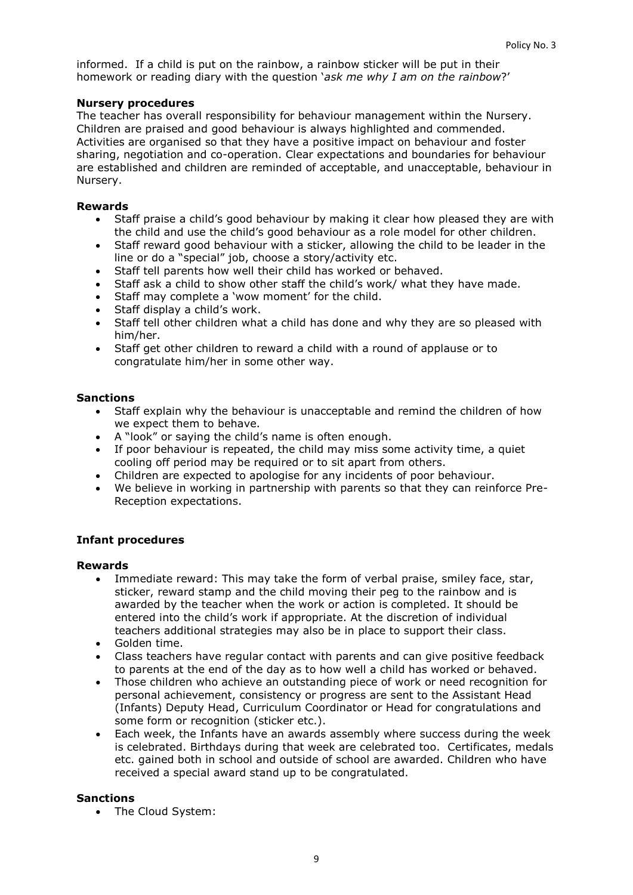informed. If a child is put on the rainbow, a rainbow sticker will be put in their homework or reading diary with the question '*ask me why I am on the rainbow*?'

**Nursery procedures**

The teacher has overall responsibility for behaviour management within the Nursery. Children are praised and good behaviour is always highlighted and commended. Activities are organised so that they have a positive impact on behaviour and foster sharing, negotiation and co-operation. Clear expectations and boundaries for behaviour are established and children are reminded of acceptable, and unacceptable, behaviour in Nursery.

**Rewards**

- Staff praise a child's good behaviour by making it clear how pleased they are with the child and use the child's good behaviour as a role model for other children.
- Staff reward good behaviour with a sticker, allowing the child to be leader in the line or do a "special" job, choose a story/activity etc.
- Staff tell parents how well their child has worked or behaved.
- Staff ask a child to show other staff the child's work/ what they have made.
- Staff may complete a 'wow moment' for the child.
- Staff display a child's work.
- Staff tell other children what a child has done and why they are so pleased with him/her.
- Staff get other children to reward a child with a round of applause or to congratulate him/her in some other way.

**Sanctions**

- Staff explain why the behaviour is unacceptable and remind the children of how we expect them to behave.
- A "look" or saying the child's name is often enough.
- If poor behaviour is repeated, the child may miss some activity time, a quiet cooling off period may be required or to sit apart from others.
- Children are expected to apologise for any incidents of poor behaviour.
- We believe in working in partnership with parents so that they can reinforce Pre-Reception expectations.

**Infant procedures**

**Rewards**

- Immediate reward: This may take the form of verbal praise, smiley face, star, sticker, reward stamp and the child moving their peg to the rainbow and is awarded by the teacher when the work or action is completed. It should be entered into the child's work if appropriate. At the discretion of individual teachers additional strategies may also be in place to support their class.
- Golden time.
- Class teachers have regular contact with parents and can give positive feedback to parents at the end of the day as to how well a child has worked or behaved.
- Those children who achieve an outstanding piece of work or need recognition for personal achievement, consistency or progress are sent to the Assistant Head (Infants) Deputy Head, Curriculum Coordinator or Head for congratulations and some form or recognition (sticker etc.).
- Each week, the Infants have an awards assembly where success during the week is celebrated. Birthdays during that week are celebrated too. Certificates, medals etc. gained both in school and outside of school are awarded. Children who have received a special award stand up to be congratulated.

**Sanctions**

- The Cloud System: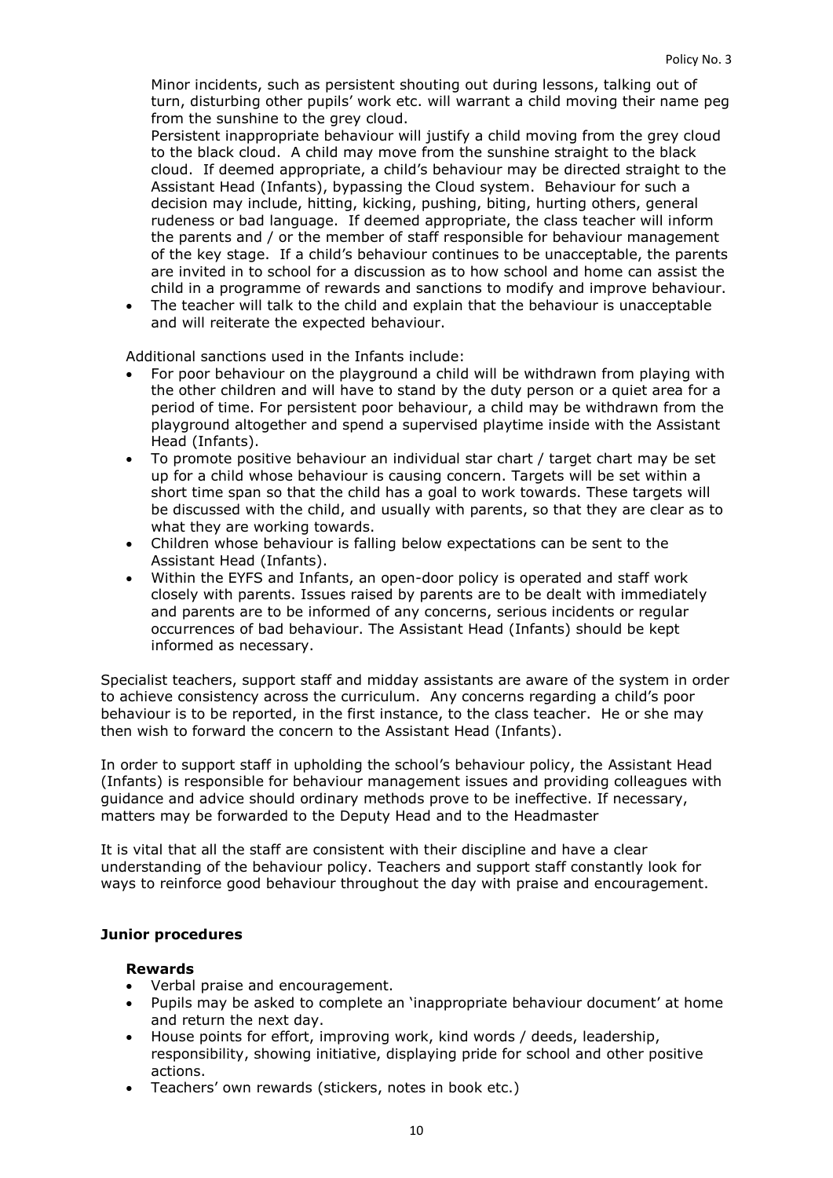Minor incidents, such as persistent shouting out during lessons, talking out of turn, disturbing other pupils' work etc. will warrant a child moving their name peg from the sunshine to the grey cloud.

Persistent inappropriate behaviour will justify a child moving from the grey cloud to the black cloud. A child may move from the sunshine straight to the black cloud. If deemed appropriate, a child's behaviour may be directed straight to the Assistant Head (Infants), bypassing the Cloud system. Behaviour for such a decision may include, hitting, kicking, pushing, biting, hurting others, general rudeness or bad language. If deemed appropriate, the class teacher will inform the parents and / or the member of staff responsible for behaviour management of the key stage. If a child's behaviour continues to be unacceptable, the parents are invited in to school for a discussion as to how school and home can assist the child in a programme of rewards and sanctions to modify and improve behaviour.

- The teacher will talk to the child and explain that the behaviour is unacceptable and will reiterate the expected behaviour.

Additional sanctions used in the Infants include:

- For poor behaviour on the playground a child will be withdrawn from playing with the other children and will have to stand by the duty person or a quiet area for a period of time. For persistent poor behaviour, a child may be withdrawn from the playground altogether and spend a supervised playtime inside with the Assistant Head (Infants).
- To promote positive behaviour an individual star chart / target chart may be set up for a child whose behaviour is causing concern. Targets will be set within a short time span so that the child has a goal to work towards. These targets will be discussed with the child, and usually with parents, so that they are clear as to what they are working towards.
- Children whose behaviour is falling below expectations can be sent to the Assistant Head (Infants).
- Within the EYFS and Infants, an open-door policy is operated and staff work closely with parents. Issues raised by parents are to be dealt with immediately and parents are to be informed of any concerns, serious incidents or regular occurrences of bad behaviour. The Assistant Head (Infants) should be kept informed as necessary.

Specialist teachers, support staff and midday assistants are aware of the system in order to achieve consistency across the curriculum. Any concerns regarding a child's poor behaviour is to be reported, in the first instance, to the class teacher. He or she may then wish to forward the concern to the Assistant Head (Infants).

In order to support staff in upholding the school's behaviour policy, the Assistant Head (Infants) is responsible for behaviour management issues and providing colleagues with guidance and advice should ordinary methods prove to be ineffective. If necessary, matters may be forwarded to the Deputy Head and to the Headmaster

It is vital that all the staff are consistent with their discipline and have a clear understanding of the behaviour policy. Teachers and support staff constantly look for ways to reinforce good behaviour throughout the day with praise and encouragement.

### Junior procedures

#### Rewards

- Verbal praise and encouragement.
- Pupils may be asked to complete an 'inappropriate behaviour document' at home and return the next day.
- House points for effort, improving work, kind words / deeds, leadership, responsibility, showing initiative, displaying pride for school and other positive actions.
- Teachers' own rewards (stickers, notes in book etc.)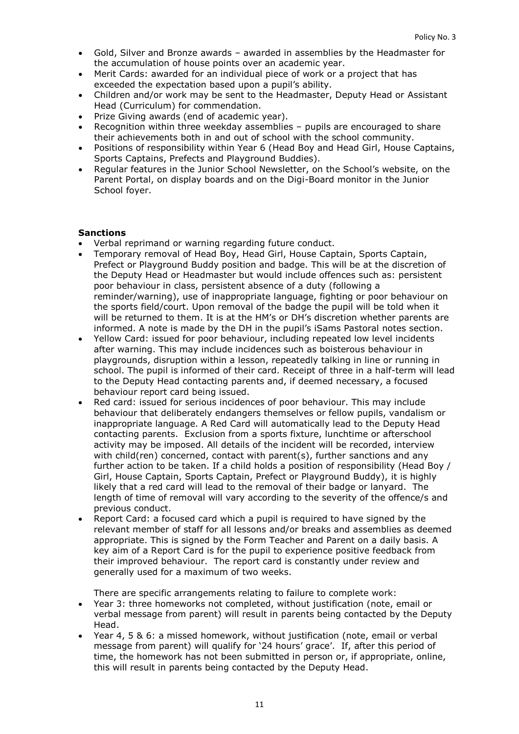- Gold, Silver and Bronze awards – awarded in assemblies by the Headmaster for the accumulation of house points over an academic year.
- Merit Cards: awarded for an individual piece of work or a project that has exceeded the expectation based upon a pupil's ability.
- Children and/or work may be sent to the Headmaster, Deputy Head or Assistant Head (Curriculum) for commendation.
- Prize Giving awards (end of academic year).
- Recognition within three weekday assemblies – pupils are encouraged to share their achievements both in and out of school with the school community.
- Positions of responsibility within Year 6 (Head Boy and Head Girl, House Captains, Sports Captains, Prefects and Playground Buddies).
- Regular features in the Junior School Newsletter, on the School's website, on the Parent Portal, on display boards and on the Digi-Board monitor in the Junior School foyer.

**Sanctions**

- Verbal reprimand or warning regarding future conduct.
- Temporary removal of Head Boy, Head Girl, House Captain, Sports Captain, Prefect or Playground Buddy position and badge. This will be at the discretion of the Deputy Head or Headmaster but would include offences such as: persistent poor behaviour in class, persistent absence of a duty (following a reminder/warning), use of inappropriate language, fighting or poor behaviour on the sports field/court. Upon removal of the badge the pupil will be told when it will be returned to them. It is at the HM's or DH's discretion whether parents are informed. A note is made by the DH in the pupil's iSams Pastoral notes section.
- Yellow Card: issued for poor behaviour, including repeated low level incidents after warning. This may include incidences such as boisterous behaviour in playgrounds, disruption within a lesson, repeatedly talking in line or running in school. The pupil is informed of their card. Receipt of three in a half-term will lead to the Deputy Head contacting parents and, if deemed necessary, a focused behaviour report card being issued.
- Red card: issued for serious incidences of poor behaviour. This may include behaviour that deliberately endangers themselves or fellow pupils, vandalism or inappropriate language. A Red Card will automatically lead to the Deputy Head contacting parents. Exclusion from a sports fixture, lunchtime or afterschool activity may be imposed. All details of the incident will be recorded, interview with child(ren) concerned, contact with parent(s), further sanctions and any further action to be taken. If a child holds a position of responsibility (Head Boy / Girl, House Captain, Sports Captain, Prefect or Playground Buddy), it is highly likely that a red card will lead to the removal of their badge or lanyard. The length of time of removal will vary according to the severity of the offence/s and previous conduct.
- Report Card: a focused card which a pupil is required to have signed by the relevant member of staff for all lessons and/or breaks and assemblies as deemed appropriate. This is signed by the Form Teacher and Parent on a daily basis. A key aim of a Report Card is for the pupil to experience positive feedback from their improved behaviour. The report card is constantly under review and generally used for a maximum of two weeks.

  There are specific arrangements relating to failure to complete work:

- Year 3: three homeworks not completed, without justification (note, email or verbal message from parent) will result in parents being contacted by the Deputy Head.
- Year 4, 5 & 6: a missed homework, without justification (note, email or verbal message from parent) will qualify for '24 hours' grace'. If, after this period of time, the homework has not been submitted in person or, if appropriate, online, this will result in parents being contacted by the Deputy Head.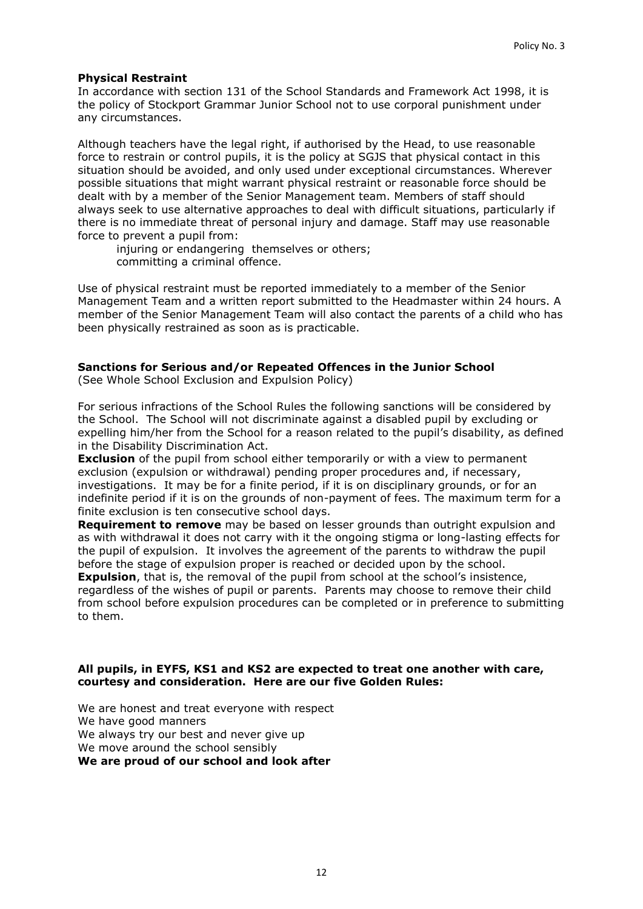**Physical Restraint**

In accordance with section 131 of the School Standards and Framework Act 1998, it is the policy of Stockport Grammar Junior School not to use corporal punishment under any circumstances.

Although teachers have the legal right, if authorised by the Head, to use reasonable force to restrain or control pupils, it is the policy at SGJS that physical contact in this situation should be avoided, and only used under exceptional circumstances. Wherever possible situations that might warrant physical restraint or reasonable force should be dealt with by a member of the Senior Management team. Members of staff should always seek to use alternative approaches to deal with difficult situations, particularly if there is no immediate threat of personal injury and damage. Staff may use reasonable force to prevent a pupil from:

injuring or endangering themselves or others;
committing a criminal offence.

Use of physical restraint must be reported immediately to a member of the Senior Management Team and a written report submitted to the Headmaster within 24 hours. A member of the Senior Management Team will also contact the parents of a child who has been physically restrained as soon as is practicable.

**Sanctions for Serious and/or Repeated Offences in the Junior School**
(See Whole School Exclusion and Expulsion Policy)

For serious infractions of the School Rules the following sanctions will be considered by the School. The School will not discriminate against a disabled pupil by excluding or expelling him/her from the School for a reason related to the pupil's disability, as defined in the Disability Discrimination Act.

**Exclusion** of the pupil from school either temporarily or with a view to permanent exclusion (expulsion or withdrawal) pending proper procedures and, if necessary, investigations. It may be for a finite period, if it is on disciplinary grounds, or for an indefinite period if it is on the grounds of non-payment of fees. The maximum term for a finite exclusion is ten consecutive school days.

**Requirement to remove** may be based on lesser grounds than outright expulsion and as with withdrawal it does not carry with it the ongoing stigma or long-lasting effects for the pupil of expulsion. It involves the agreement of the parents to withdraw the pupil before the stage of expulsion proper is reached or decided upon by the school.

**Expulsion**, that is, the removal of the pupil from school at the school's insistence, regardless of the wishes of pupil or parents. Parents may choose to remove their child from school before expulsion procedures can be completed or in preference to submitting to them.

**All pupils, in EYFS, KS1 and KS2 are expected to treat one another with care, courtesy and consideration. Here are our five Golden Rules:**

We are honest and treat everyone with respect
We have good manners
We always try our best and never give up
We move around the school sensibly
**We are proud of our school and look after**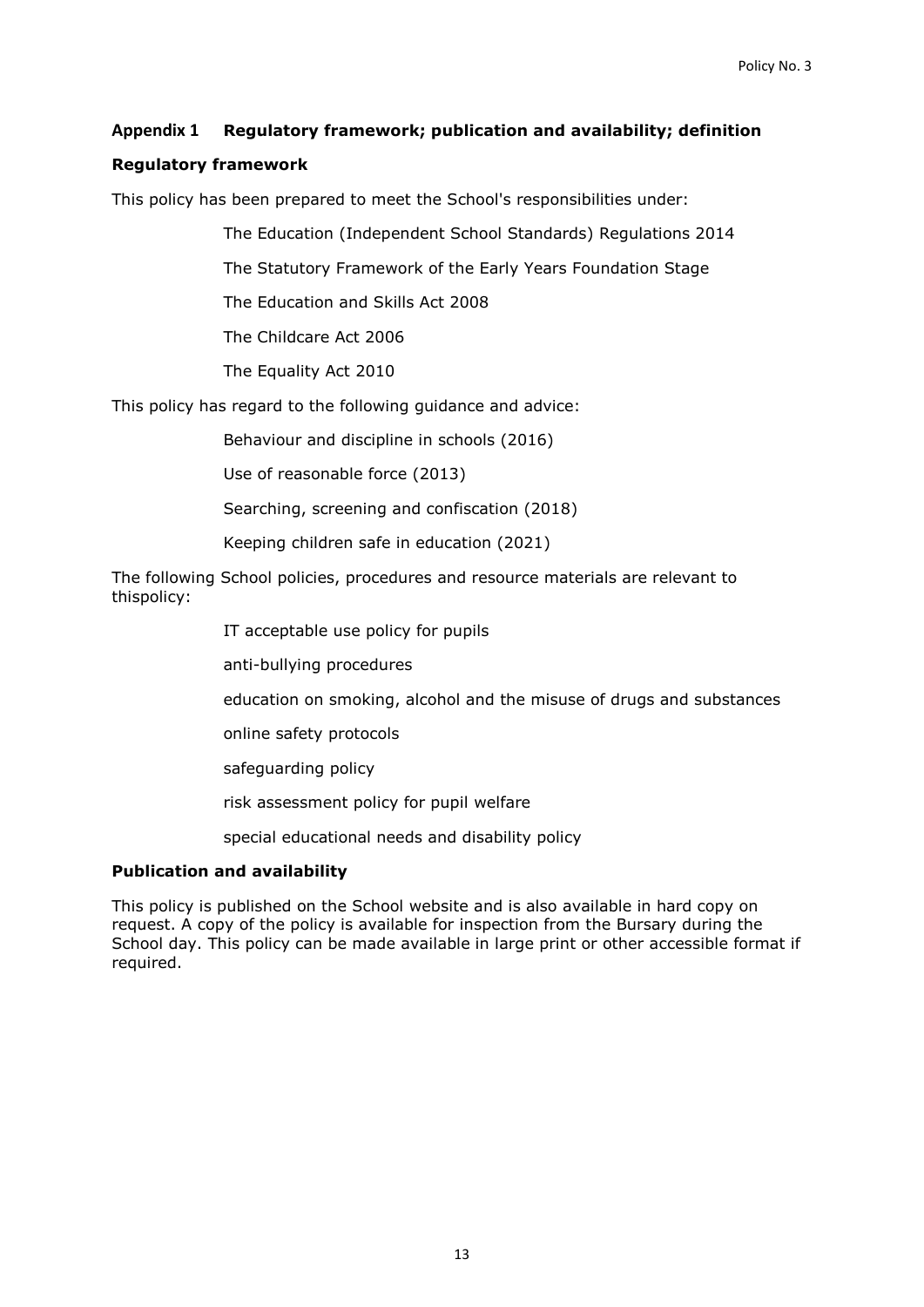## Appendix 1 Regulatory framework; publication and availability; definition

### Regulatory framework

This policy has been prepared to meet the School's responsibilities under:

- The Education (Independent School Standards) Regulations 2014
- The Statutory Framework of the Early Years Foundation Stage
- The Education and Skills Act 2008
- The Childcare Act 2006
- The Equality Act 2010

This policy has regard to the following guidance and advice:

- Behaviour and discipline in schools (2016)
- Use of reasonable force (2013)
- Searching, screening and confiscation (2018)
- Keeping children safe in education (2021)

The following School policies, procedures and resource materials are relevant to thispolicy:

- IT acceptable use policy for pupils
- anti-bullying procedures
- education on smoking, alcohol and the misuse of drugs and substances
- online safety protocols
- safeguarding policy
- risk assessment policy for pupil welfare
- special educational needs and disability policy

### Publication and availability

This policy is published on the School website and is also available in hard copy on request. A copy of the policy is available for inspection from the Bursary during the School day. This policy can be made available in large print or other accessible format if required.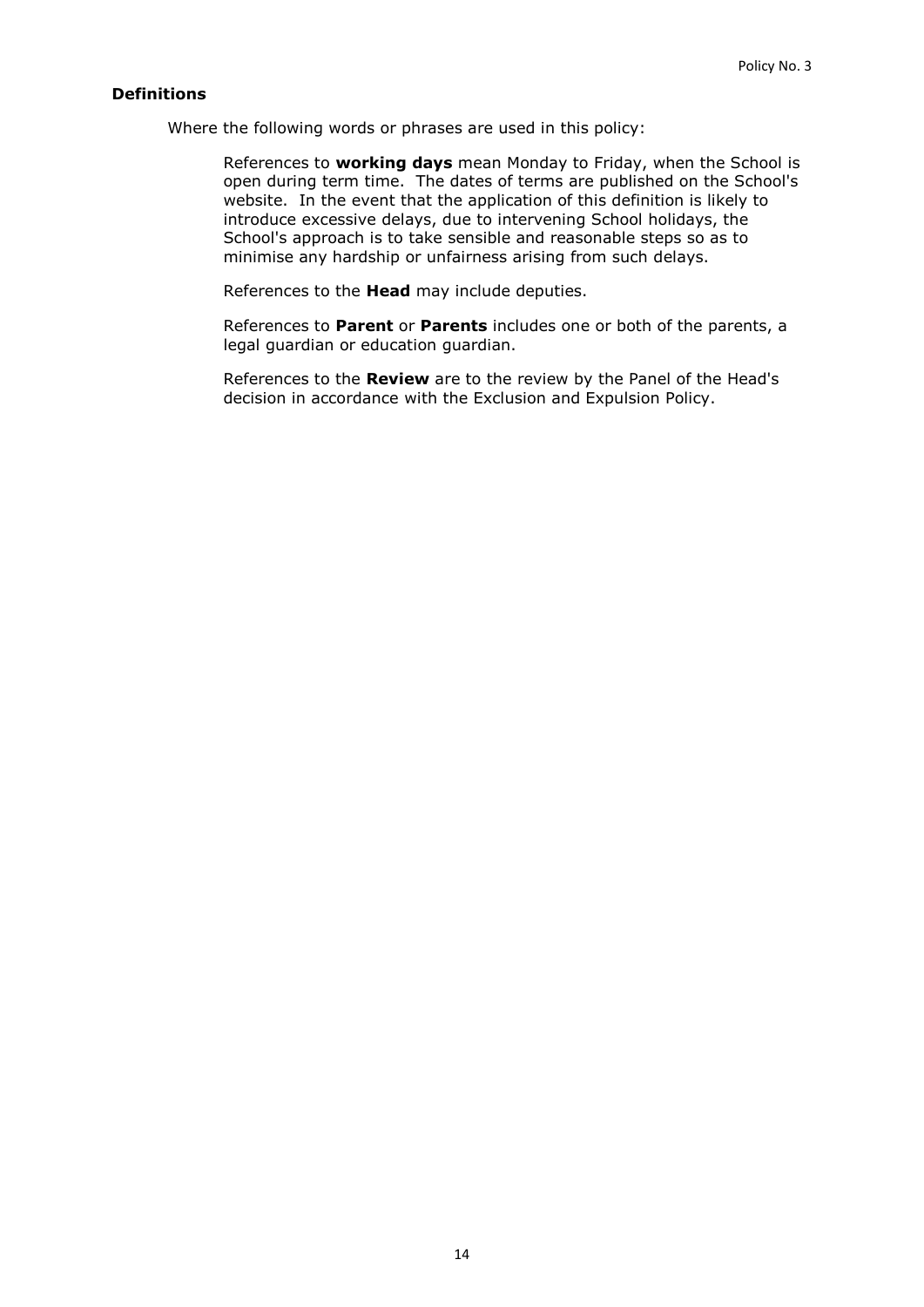### Definitions

Where the following words or phrases are used in this policy:

References to **working days** mean Monday to Friday, when the School is open during term time. The dates of terms are published on the School's website. In the event that the application of this definition is likely to introduce excessive delays, due to intervening School holidays, the School's approach is to take sensible and reasonable steps so as to minimise any hardship or unfairness arising from such delays.

References to the **Head** may include deputies.

References to **Parent** or **Parents** includes one or both of the parents, a legal guardian or education guardian.

References to the **Review** are to the review by the Panel of the Head's decision in accordance with the Exclusion and Expulsion Policy.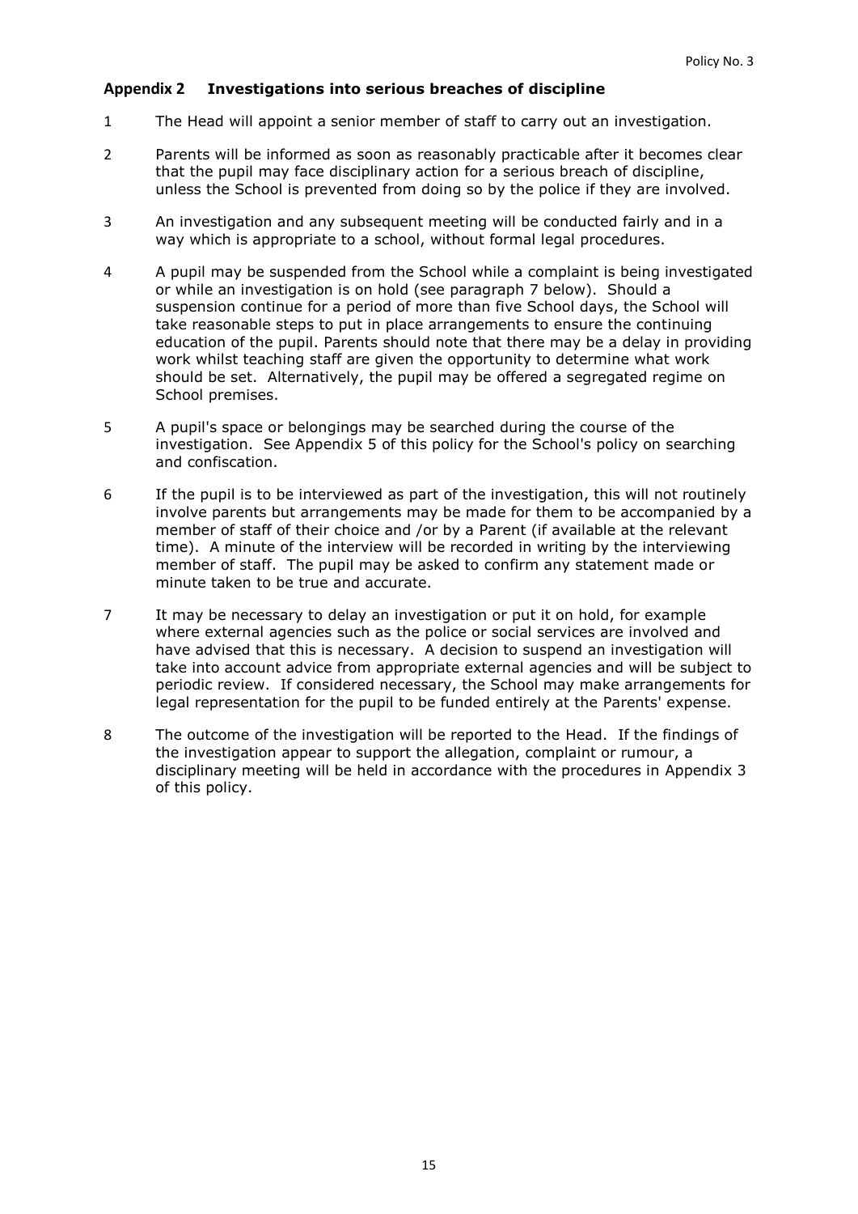## Appendix 2 Investigations into serious breaches of discipline

1. The Head will appoint a senior member of staff to carry out an investigation.
2. Parents will be informed as soon as reasonably practicable after it becomes clear that the pupil may face disciplinary action for a serious breach of discipline, unless the School is prevented from doing so by the police if they are involved.
3. An investigation and any subsequent meeting will be conducted fairly and in a way which is appropriate to a school, without formal legal procedures.
4. A pupil may be suspended from the School while a complaint is being investigated or while an investigation is on hold (see paragraph 7 below). Should a suspension continue for a period of more than five School days, the School will take reasonable steps to put in place arrangements to ensure the continuing education of the pupil. Parents should note that there may be a delay in providing work whilst teaching staff are given the opportunity to determine what work should be set. Alternatively, the pupil may be offered a segregated regime on School premises.
5. A pupil's space or belongings may be searched during the course of the investigation. See Appendix 5 of this policy for the School's policy on searching and confiscation.
6. If the pupil is to be interviewed as part of the investigation, this will not routinely involve parents but arrangements may be made for them to be accompanied by a member of staff of their choice and /or by a Parent (if available at the relevant time). A minute of the interview will be recorded in writing by the interviewing member of staff. The pupil may be asked to confirm any statement made or minute taken to be true and accurate.
7. It may be necessary to delay an investigation or put it on hold, for example where external agencies such as the police or social services are involved and have advised that this is necessary. A decision to suspend an investigation will take into account advice from appropriate external agencies and will be subject to periodic review. If considered necessary, the School may make arrangements for legal representation for the pupil to be funded entirely at the Parents' expense.
8. The outcome of the investigation will be reported to the Head. If the findings of the investigation appear to support the allegation, complaint or rumour, a disciplinary meeting will be held in accordance with the procedures in Appendix 3 of this policy.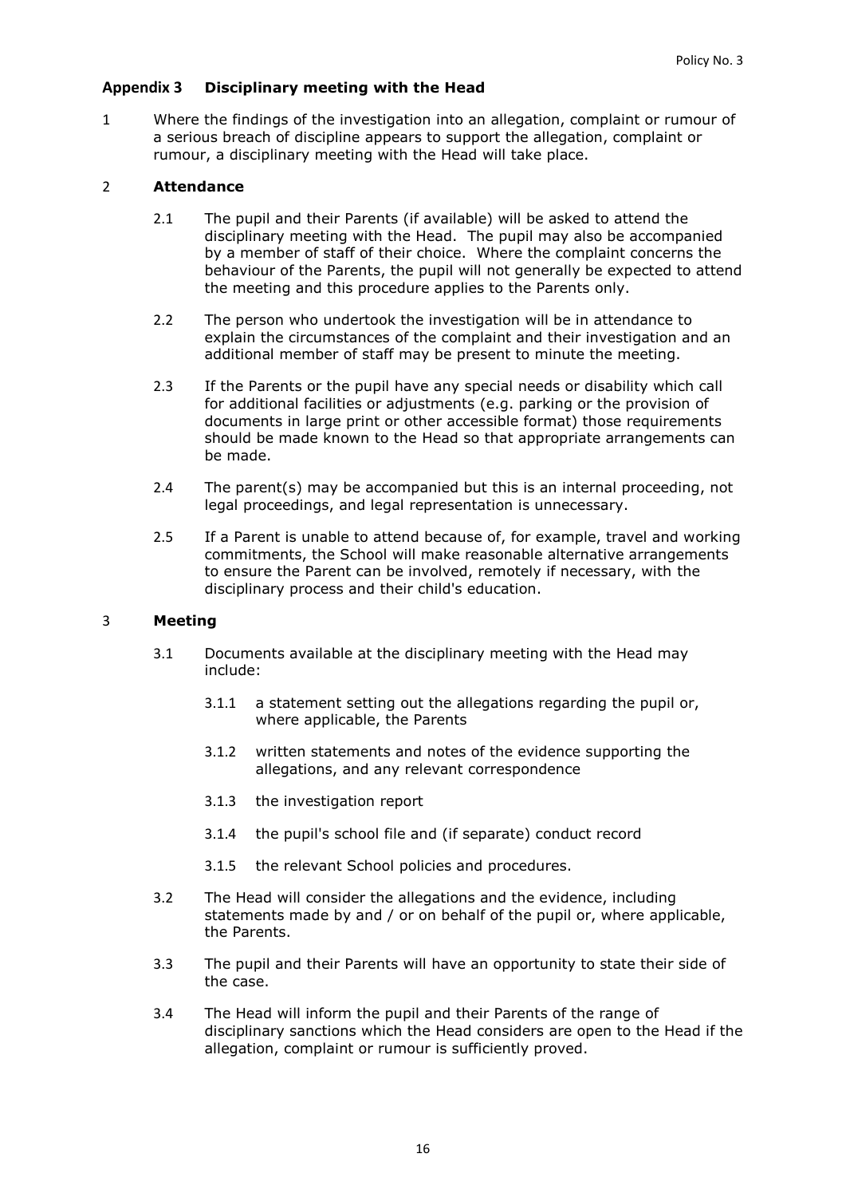## Appendix 3 Disciplinary meeting with the Head

1 Where the findings of the investigation into an allegation, complaint or rumour of a serious breach of discipline appears to support the allegation, complaint or rumour, a disciplinary meeting with the Head will take place.

2 **Attendance**

2.1 The pupil and their Parents (if available) will be asked to attend the disciplinary meeting with the Head. The pupil may also be accompanied by a member of staff of their choice. Where the complaint concerns the behaviour of the Parents, the pupil will not generally be expected to attend the meeting and this procedure applies to the Parents only.

2.2 The person who undertook the investigation will be in attendance to explain the circumstances of the complaint and their investigation and an additional member of staff may be present to minute the meeting.

2.3 If the Parents or the pupil have any special needs or disability which call for additional facilities or adjustments (e.g. parking or the provision of documents in large print or other accessible format) those requirements should be made known to the Head so that appropriate arrangements can be made.

2.4 The parent(s) may be accompanied but this is an internal proceeding, not legal proceedings, and legal representation is unnecessary.

2.5 If a Parent is unable to attend because of, for example, travel and working commitments, the School will make reasonable alternative arrangements to ensure the Parent can be involved, remotely if necessary, with the disciplinary process and their child's education.

3 **Meeting**

3.1 Documents available at the disciplinary meeting with the Head may include:

3.1.1 a statement setting out the allegations regarding the pupil or, where applicable, the Parents

3.1.2 written statements and notes of the evidence supporting the allegations, and any relevant correspondence

3.1.3 the investigation report

3.1.4 the pupil's school file and (if separate) conduct record

3.1.5 the relevant School policies and procedures.

3.2 The Head will consider the allegations and the evidence, including statements made by and / or on behalf of the pupil or, where applicable, the Parents.

3.3 The pupil and their Parents will have an opportunity to state their side of the case.

3.4 The Head will inform the pupil and their Parents of the range of disciplinary sanctions which the Head considers are open to the Head if the allegation, complaint or rumour is sufficiently proved.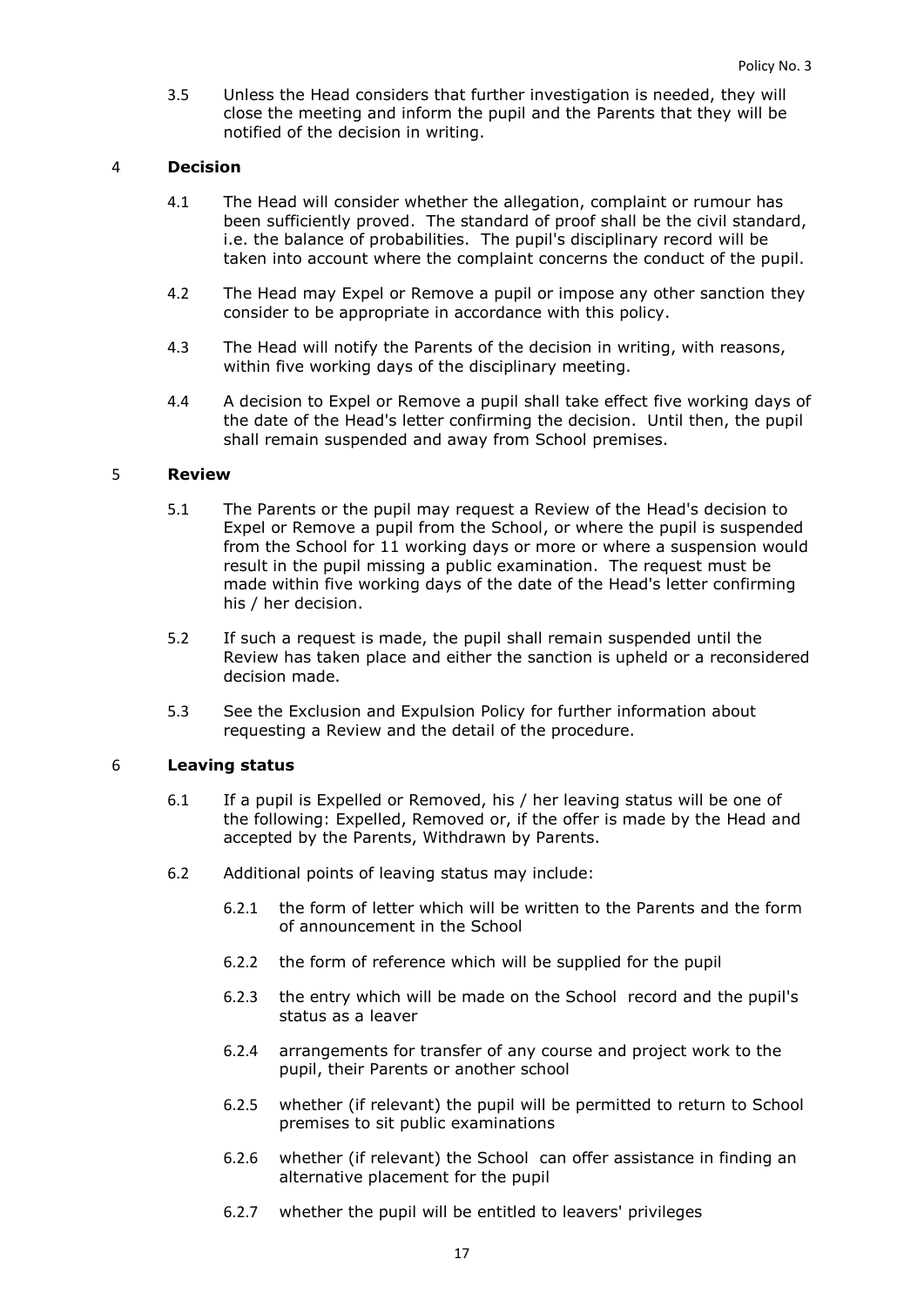3.5 Unless the Head considers that further investigation is needed, they will close the meeting and inform the pupil and the Parents that they will be notified of the decision in writing.

## 4 Decision

4.1 The Head will consider whether the allegation, complaint or rumour has been sufficiently proved. The standard of proof shall be the civil standard, i.e. the balance of probabilities. The pupil's disciplinary record will be taken into account where the complaint concerns the conduct of the pupil.

4.2 The Head may Expel or Remove a pupil or impose any other sanction they consider to be appropriate in accordance with this policy.

4.3 The Head will notify the Parents of the decision in writing, with reasons, within five working days of the disciplinary meeting.

4.4 A decision to Expel or Remove a pupil shall take effect five working days of the date of the Head's letter confirming the decision. Until then, the pupil shall remain suspended and away from School premises.

## 5 Review

5.1 The Parents or the pupil may request a Review of the Head's decision to Expel or Remove a pupil from the School, or where the pupil is suspended from the School for 11 working days or more or where a suspension would result in the pupil missing a public examination. The request must be made within five working days of the date of the Head's letter confirming his / her decision.

5.2 If such a request is made, the pupil shall remain suspended until the Review has taken place and either the sanction is upheld or a reconsidered decision made.

5.3 See the Exclusion and Expulsion Policy for further information about requesting a Review and the detail of the procedure.

## 6 Leaving status

6.1 If a pupil is Expelled or Removed, his / her leaving status will be one of the following: Expelled, Removed or, if the offer is made by the Head and accepted by the Parents, Withdrawn by Parents.

6.2 Additional points of leaving status may include:

6.2.1 the form of letter which will be written to the Parents and the form of announcement in the School

6.2.2 the form of reference which will be supplied for the pupil

6.2.3 the entry which will be made on the School record and the pupil's status as a leaver

6.2.4 arrangements for transfer of any course and project work to the pupil, their Parents or another school

6.2.5 whether (if relevant) the pupil will be permitted to return to School premises to sit public examinations

6.2.6 whether (if relevant) the School can offer assistance in finding an alternative placement for the pupil

6.2.7 whether the pupil will be entitled to leavers' privileges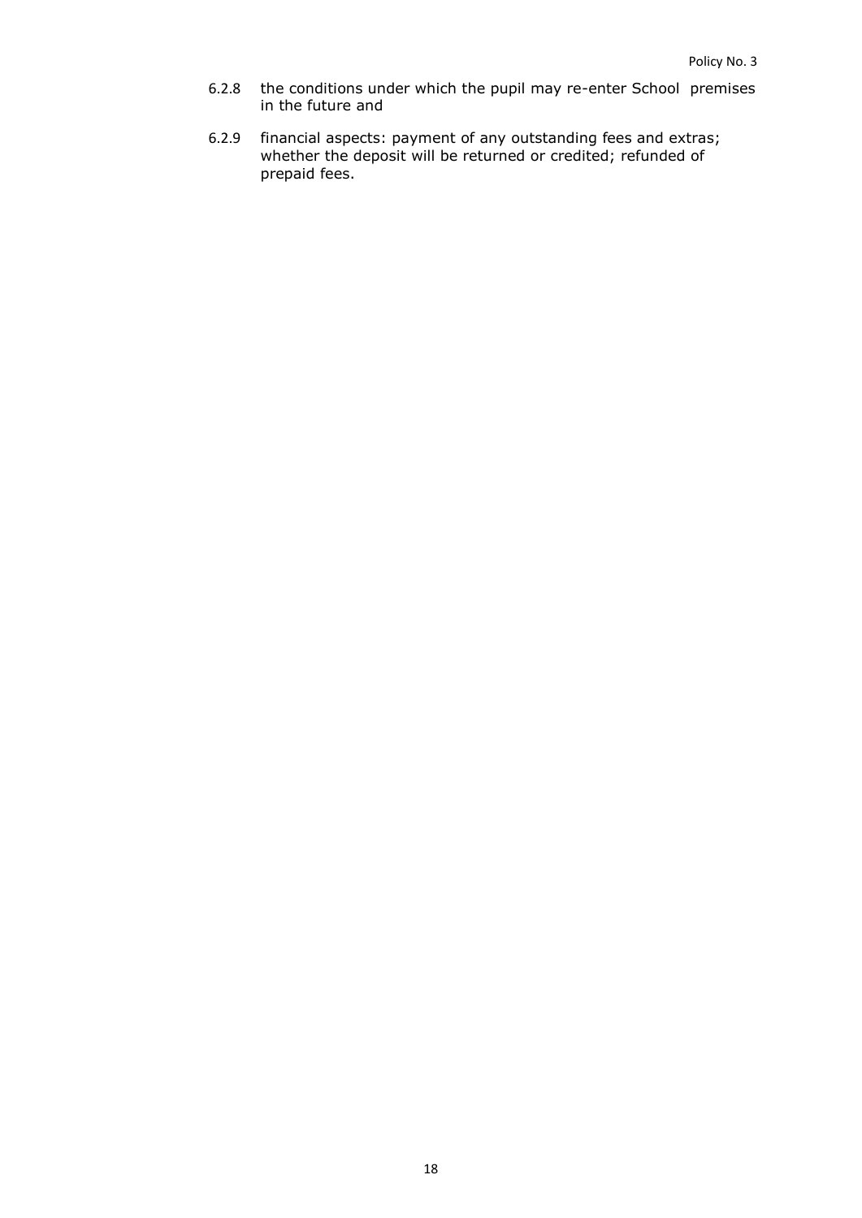6.2.8 the conditions under which the pupil may re-enter School premises in the future and

6.2.9 financial aspects: payment of any outstanding fees and extras; whether the deposit will be returned or credited; refunded of prepaid fees.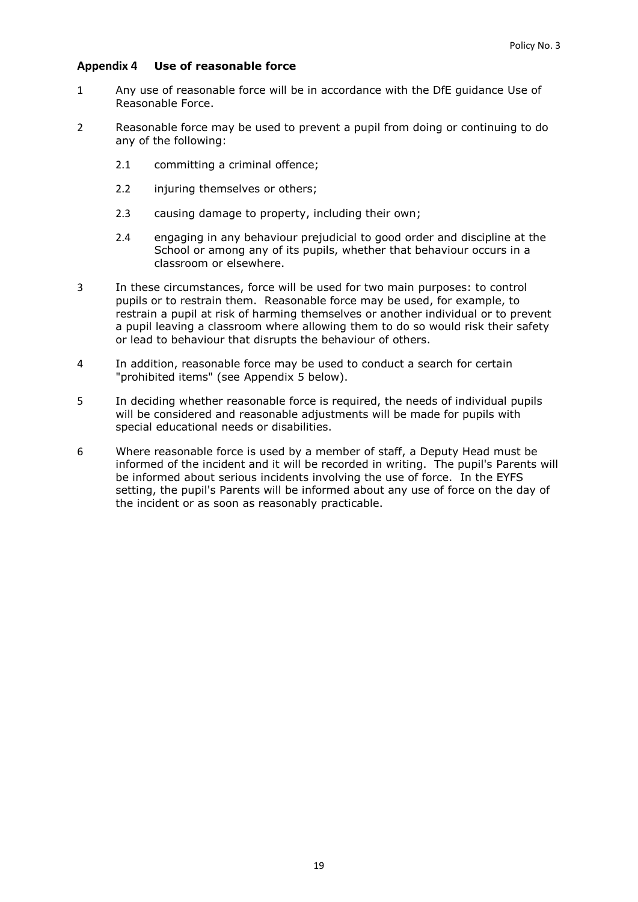## Appendix 4 Use of reasonable force

1 Any use of reasonable force will be in accordance with the DfE guidance Use of Reasonable Force.

2 Reasonable force may be used to prevent a pupil from doing or continuing to do any of the following:

  2.1 committing a criminal offence;

  2.2 injuring themselves or others;

  2.3 causing damage to property, including their own;

  2.4 engaging in any behaviour prejudicial to good order and discipline at the School or among any of its pupils, whether that behaviour occurs in a classroom or elsewhere.

3 In these circumstances, force will be used for two main purposes: to control pupils or to restrain them. Reasonable force may be used, for example, to restrain a pupil at risk of harming themselves or another individual or to prevent a pupil leaving a classroom where allowing them to do so would risk their safety or lead to behaviour that disrupts the behaviour of others.

4 In addition, reasonable force may be used to conduct a search for certain "prohibited items" (see Appendix 5 below).

5 In deciding whether reasonable force is required, the needs of individual pupils will be considered and reasonable adjustments will be made for pupils with special educational needs or disabilities.

6 Where reasonable force is used by a member of staff, a Deputy Head must be informed of the incident and it will be recorded in writing. The pupil's Parents will be informed about serious incidents involving the use of force. In the EYFS setting, the pupil's Parents will be informed about any use of force on the day of the incident or as soon as reasonably practicable.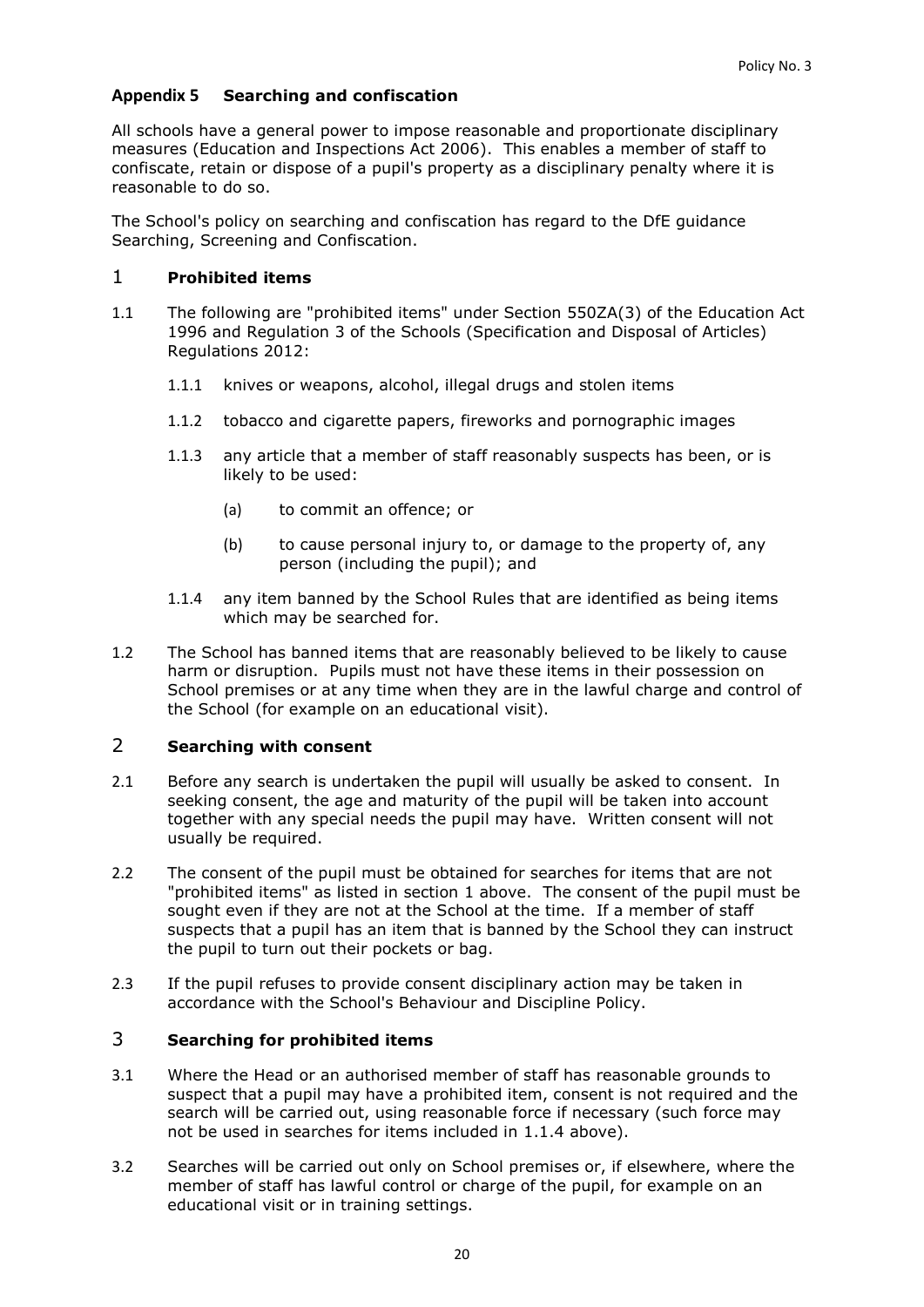## Appendix 5 Searching and confiscation

All schools have a general power to impose reasonable and proportionate disciplinary measures (Education and Inspections Act 2006). This enables a member of staff to confiscate, retain or dispose of a pupil's property as a disciplinary penalty where it is reasonable to do so.

The School's policy on searching and confiscation has regard to the DfE guidance Searching, Screening and Confiscation.

### 1 Prohibited items

1.1 The following are "prohibited items" under Section 550ZA(3) of the Education Act 1996 and Regulation 3 of the Schools (Specification and Disposal of Articles) Regulations 2012:

1.1.1 knives or weapons, alcohol, illegal drugs and stolen items

1.1.2 tobacco and cigarette papers, fireworks and pornographic images

1.1.3 any article that a member of staff reasonably suspects has been, or is likely to be used:

(a) to commit an offence; or

(b) to cause personal injury to, or damage to the property of, any person (including the pupil); and

1.1.4 any item banned by the School Rules that are identified as being items which may be searched for.

1.2 The School has banned items that are reasonably believed to be likely to cause harm or disruption. Pupils must not have these items in their possession on School premises or at any time when they are in the lawful charge and control of the School (for example on an educational visit).

### 2 Searching with consent

2.1 Before any search is undertaken the pupil will usually be asked to consent. In seeking consent, the age and maturity of the pupil will be taken into account together with any special needs the pupil may have. Written consent will not usually be required.

2.2 The consent of the pupil must be obtained for searches for items that are not "prohibited items" as listed in section 1 above. The consent of the pupil must be sought even if they are not at the School at the time. If a member of staff suspects that a pupil has an item that is banned by the School they can instruct the pupil to turn out their pockets or bag.

2.3 If the pupil refuses to provide consent disciplinary action may be taken in accordance with the School's Behaviour and Discipline Policy.

### 3 Searching for prohibited items

3.1 Where the Head or an authorised member of staff has reasonable grounds to suspect that a pupil may have a prohibited item, consent is not required and the search will be carried out, using reasonable force if necessary (such force may not be used in searches for items included in 1.1.4 above).

3.2 Searches will be carried out only on School premises or, if elsewhere, where the member of staff has lawful control or charge of the pupil, for example on an educational visit or in training settings.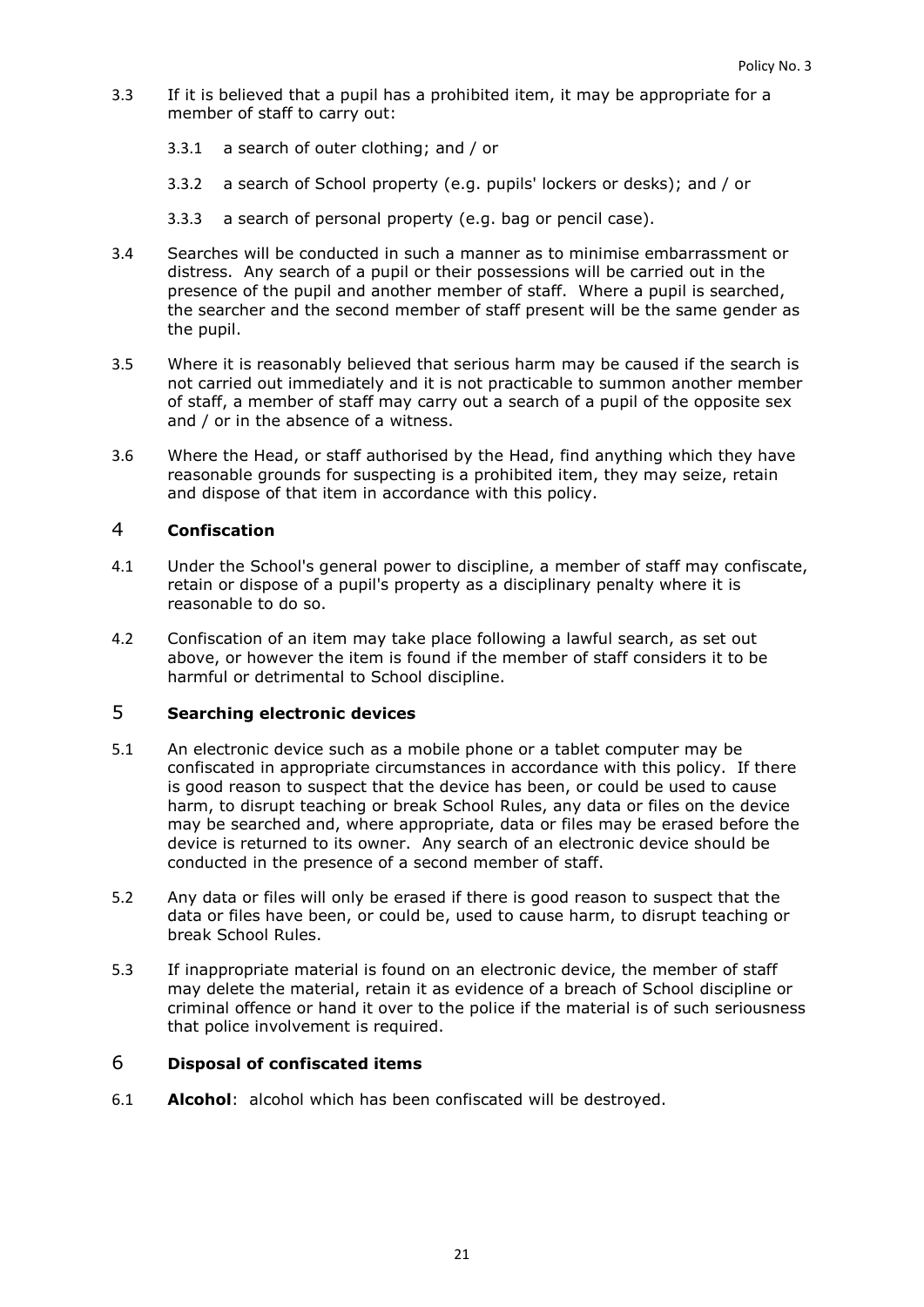3.3 If it is believed that a pupil has a prohibited item, it may be appropriate for a member of staff to carry out:

3.3.1 a search of outer clothing; and / or

3.3.2 a search of School property (e.g. pupils' lockers or desks); and / or

3.3.3 a search of personal property (e.g. bag or pencil case).

3.4 Searches will be conducted in such a manner as to minimise embarrassment or distress. Any search of a pupil or their possessions will be carried out in the presence of the pupil and another member of staff. Where a pupil is searched, the searcher and the second member of staff present will be the same gender as the pupil.

3.5 Where it is reasonably believed that serious harm may be caused if the search is not carried out immediately and it is not practicable to summon another member of staff, a member of staff may carry out a search of a pupil of the opposite sex and / or in the absence of a witness.

3.6 Where the Head, or staff authorised by the Head, find anything which they have reasonable grounds for suspecting is a prohibited item, they may seize, retain and dispose of that item in accordance with this policy.

## 4 Confiscation

4.1 Under the School's general power to discipline, a member of staff may confiscate, retain or dispose of a pupil's property as a disciplinary penalty where it is reasonable to do so.

4.2 Confiscation of an item may take place following a lawful search, as set out above, or however the item is found if the member of staff considers it to be harmful or detrimental to School discipline.

## 5 Searching electronic devices

5.1 An electronic device such as a mobile phone or a tablet computer may be confiscated in appropriate circumstances in accordance with this policy. If there is good reason to suspect that the device has been, or could be used to cause harm, to disrupt teaching or break School Rules, any data or files on the device may be searched and, where appropriate, data or files may be erased before the device is returned to its owner. Any search of an electronic device should be conducted in the presence of a second member of staff.

5.2 Any data or files will only be erased if there is good reason to suspect that the data or files have been, or could be, used to cause harm, to disrupt teaching or break School Rules.

5.3 If inappropriate material is found on an electronic device, the member of staff may delete the material, retain it as evidence of a breach of School discipline or criminal offence or hand it over to the police if the material is of such seriousness that police involvement is required.

## 6 Disposal of confiscated items

6.1 **Alcohol**: alcohol which has been confiscated will be destroyed.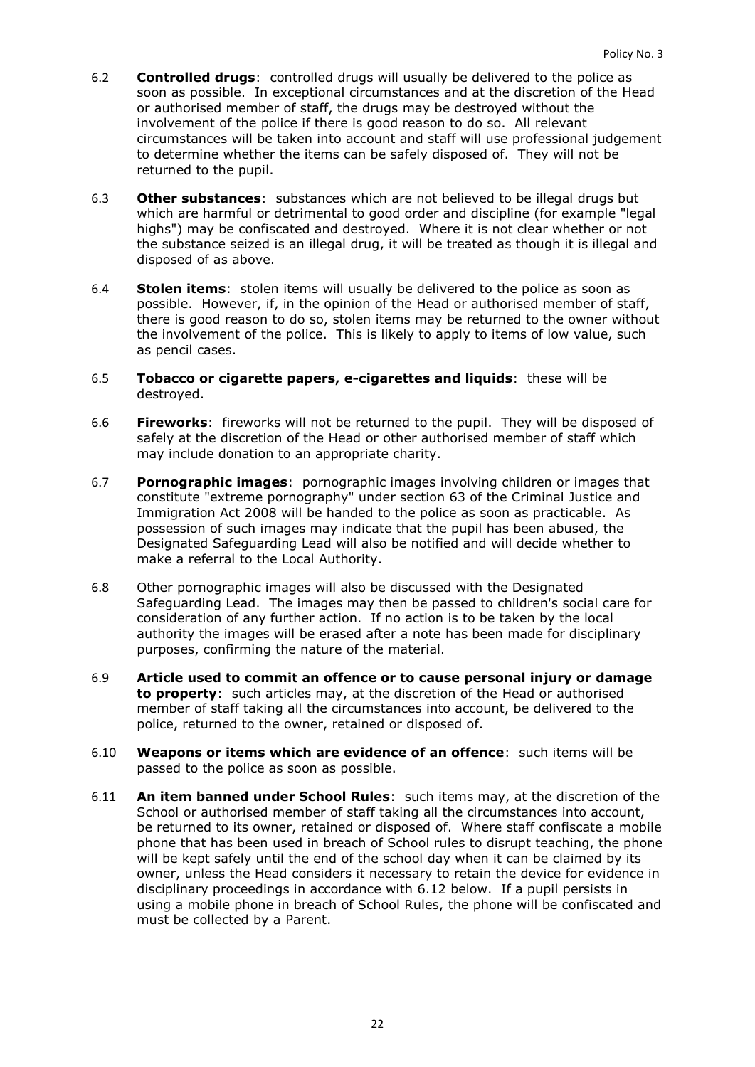6.2 **Controlled drugs**: controlled drugs will usually be delivered to the police as soon as possible. In exceptional circumstances and at the discretion of the Head or authorised member of staff, the drugs may be destroyed without the involvement of the police if there is good reason to do so. All relevant circumstances will be taken into account and staff will use professional judgement to determine whether the items can be safely disposed of. They will not be returned to the pupil.

6.3 **Other substances**: substances which are not believed to be illegal drugs but which are harmful or detrimental to good order and discipline (for example "legal highs") may be confiscated and destroyed. Where it is not clear whether or not the substance seized is an illegal drug, it will be treated as though it is illegal and disposed of as above.

6.4 **Stolen items**: stolen items will usually be delivered to the police as soon as possible. However, if, in the opinion of the Head or authorised member of staff, there is good reason to do so, stolen items may be returned to the owner without the involvement of the police. This is likely to apply to items of low value, such as pencil cases.

6.5 **Tobacco or cigarette papers, e-cigarettes and liquids**: these will be destroyed.

6.6 **Fireworks**: fireworks will not be returned to the pupil. They will be disposed of safely at the discretion of the Head or other authorised member of staff which may include donation to an appropriate charity.

6.7 **Pornographic images**: pornographic images involving children or images that constitute "extreme pornography" under section 63 of the Criminal Justice and Immigration Act 2008 will be handed to the police as soon as practicable. As possession of such images may indicate that the pupil has been abused, the Designated Safeguarding Lead will also be notified and will decide whether to make a referral to the Local Authority.

6.8 Other pornographic images will also be discussed with the Designated Safeguarding Lead. The images may then be passed to children's social care for consideration of any further action. If no action is to be taken by the local authority the images will be erased after a note has been made for disciplinary purposes, confirming the nature of the material.

6.9 **Article used to commit an offence or to cause personal injury or damage to property**: such articles may, at the discretion of the Head or authorised member of staff taking all the circumstances into account, be delivered to the police, returned to the owner, retained or disposed of.

6.10 **Weapons or items which are evidence of an offence**: such items will be passed to the police as soon as possible.

6.11 **An item banned under School Rules**: such items may, at the discretion of the School or authorised member of staff taking all the circumstances into account, be returned to its owner, retained or disposed of. Where staff confiscate a mobile phone that has been used in breach of School rules to disrupt teaching, the phone will be kept safely until the end of the school day when it can be claimed by its owner, unless the Head considers it necessary to retain the device for evidence in disciplinary proceedings in accordance with 6.12 below. If a pupil persists in using a mobile phone in breach of School Rules, the phone will be confiscated and must be collected by a Parent.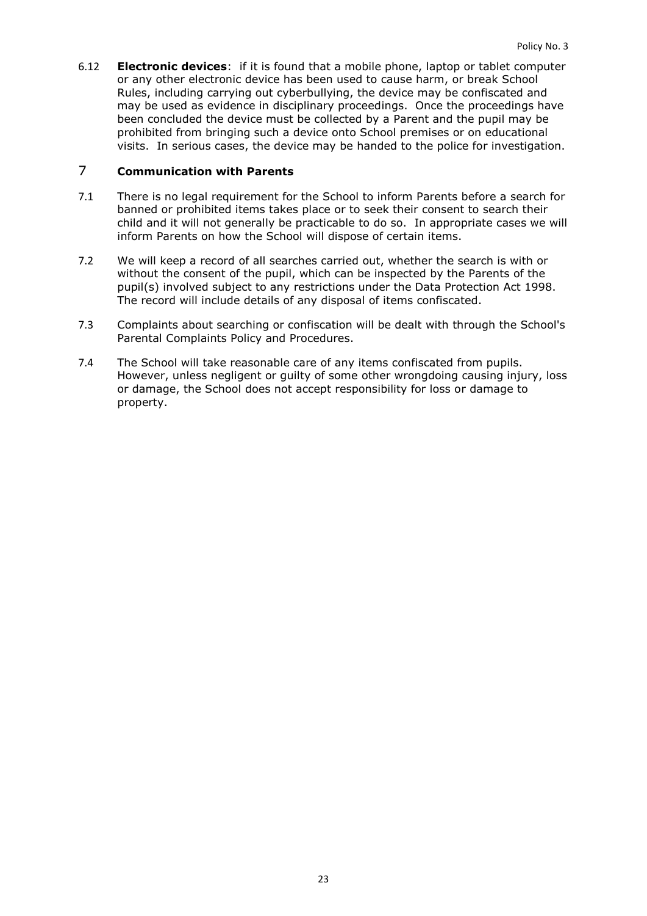6.12 **Electronic devices**: if it is found that a mobile phone, laptop or tablet computer or any other electronic device has been used to cause harm, or break School Rules, including carrying out cyberbullying, the device may be confiscated and may be used as evidence in disciplinary proceedings. Once the proceedings have been concluded the device must be collected by a Parent and the pupil may be prohibited from bringing such a device onto School premises or on educational visits. In serious cases, the device may be handed to the police for investigation.

## 7 Communication with Parents

7.1 There is no legal requirement for the School to inform Parents before a search for banned or prohibited items takes place or to seek their consent to search their child and it will not generally be practicable to do so. In appropriate cases we will inform Parents on how the School will dispose of certain items.

7.2 We will keep a record of all searches carried out, whether the search is with or without the consent of the pupil, which can be inspected by the Parents of the pupil(s) involved subject to any restrictions under the Data Protection Act 1998. The record will include details of any disposal of items confiscated.

7.3 Complaints about searching or confiscation will be dealt with through the School's Parental Complaints Policy and Procedures.

7.4 The School will take reasonable care of any items confiscated from pupils. However, unless negligent or guilty of some other wrongdoing causing injury, loss or damage, the School does not accept responsibility for loss or damage to property.